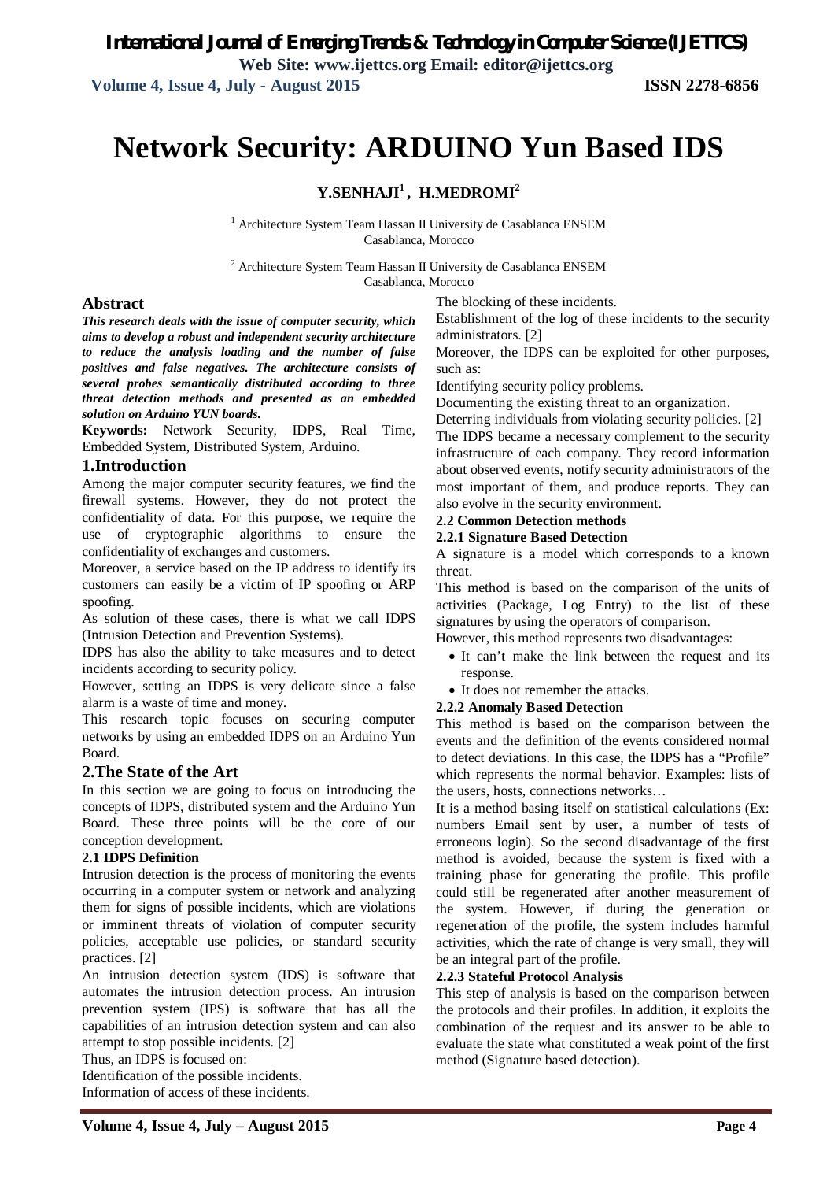# Network Security: ARDUINO Yun Based IDS

**Y.SENHAJI[1] , H.MEDROMI[2]**

[1] Architecture System Team Hassan II University de Casablanca ENSEM
Casablanca, Morocco

[2] Architecture System Team Hassan II University de Casablanca ENSEM
Casablanca, Morocco

## Abstract

***This research deals with the issue of computer security, which aims to develop a robust and independent security architecture to reduce the analysis loading and the number of false positives and false negatives. The architecture consists of several probes semantically distributed according to three threat detection methods and presented as an embedded solution on Arduino YUN boards.***

**Keywords:** Network Security, IDPS, Real Time, Embedded System, Distributed System, Arduino.

## 1.Introduction

Among the major computer security features, we find the firewall systems. However, they do not protect the confidentiality of data. For this purpose, we require the use of cryptographic algorithms to ensure the confidentiality of exchanges and customers.

Moreover, a service based on the IP address to identify its customers can easily be a victim of IP spoofing or ARP spoofing.

As solution of these cases, there is what we call IDPS (Intrusion Detection and Prevention Systems).

IDPS has also the ability to take measures and to detect incidents according to security policy.

However, setting an IDPS is very delicate since a false alarm is a waste of time and money.

This research topic focuses on securing computer networks by using an embedded IDPS on an Arduino Yun Board.

## 2.The State of the Art

In this section we are going to focus on introducing the concepts of IDPS, distributed system and the Arduino Yun Board. These three points will be the core of our conception development.

### 2.1 IDPS Definition

Intrusion detection is the process of monitoring the events occurring in a computer system or network and analyzing them for signs of possible incidents, which are violations or imminent threats of violation of computer security policies, acceptable use policies, or standard security practices. [2]

An intrusion detection system (IDS) is software that automates the intrusion detection process. An intrusion prevention system (IPS) is software that has all the capabilities of an intrusion detection system and can also attempt to stop possible incidents. [2]

Thus, an IDPS is focused on:

Identification of the possible incidents.

Information of access of these incidents.

The blocking of these incidents.

Establishment of the log of these incidents to the security administrators. [2]

Moreover, the IDPS can be exploited for other purposes, such as:

Identifying security policy problems.

Documenting the existing threat to an organization.

Deterring individuals from violating security policies. [2]

The IDPS became a necessary complement to the security infrastructure of each company. They record information about observed events, notify security administrators of the most important of them, and produce reports. They can also evolve in the security environment.

### 2.2 Common Detection methods

#### 2.2.1 Signature Based Detection

A signature is a model which corresponds to a known threat.

This method is based on the comparison of the units of activities (Package, Log Entry) to the list of these signatures by using the operators of comparison.

However, this method represents two disadvantages:

- It can't make the link between the request and its response.
- It does not remember the attacks.

#### 2.2.2 Anomaly Based Detection

This method is based on the comparison between the events and the definition of the events considered normal to detect deviations. In this case, the IDPS has a "Profile" which represents the normal behavior. Examples: lists of the users, hosts, connections networks…

It is a method basing itself on statistical calculations (Ex: numbers Email sent by user, a number of tests of erroneous login). So the second disadvantage of the first method is avoided, because the system is fixed with a training phase for generating the profile. This profile could still be regenerated after another measurement of the system. However, if during the generation or regeneration of the profile, the system includes harmful activities, which the rate of change is very small, they will be an integral part of the profile.

#### 2.2.3 Stateful Protocol Analysis

This step of analysis is based on the comparison between the protocols and their profiles. In addition, it exploits the combination of the request and its answer to be able to evaluate the state what constituted a weak point of the first method (Signature based detection).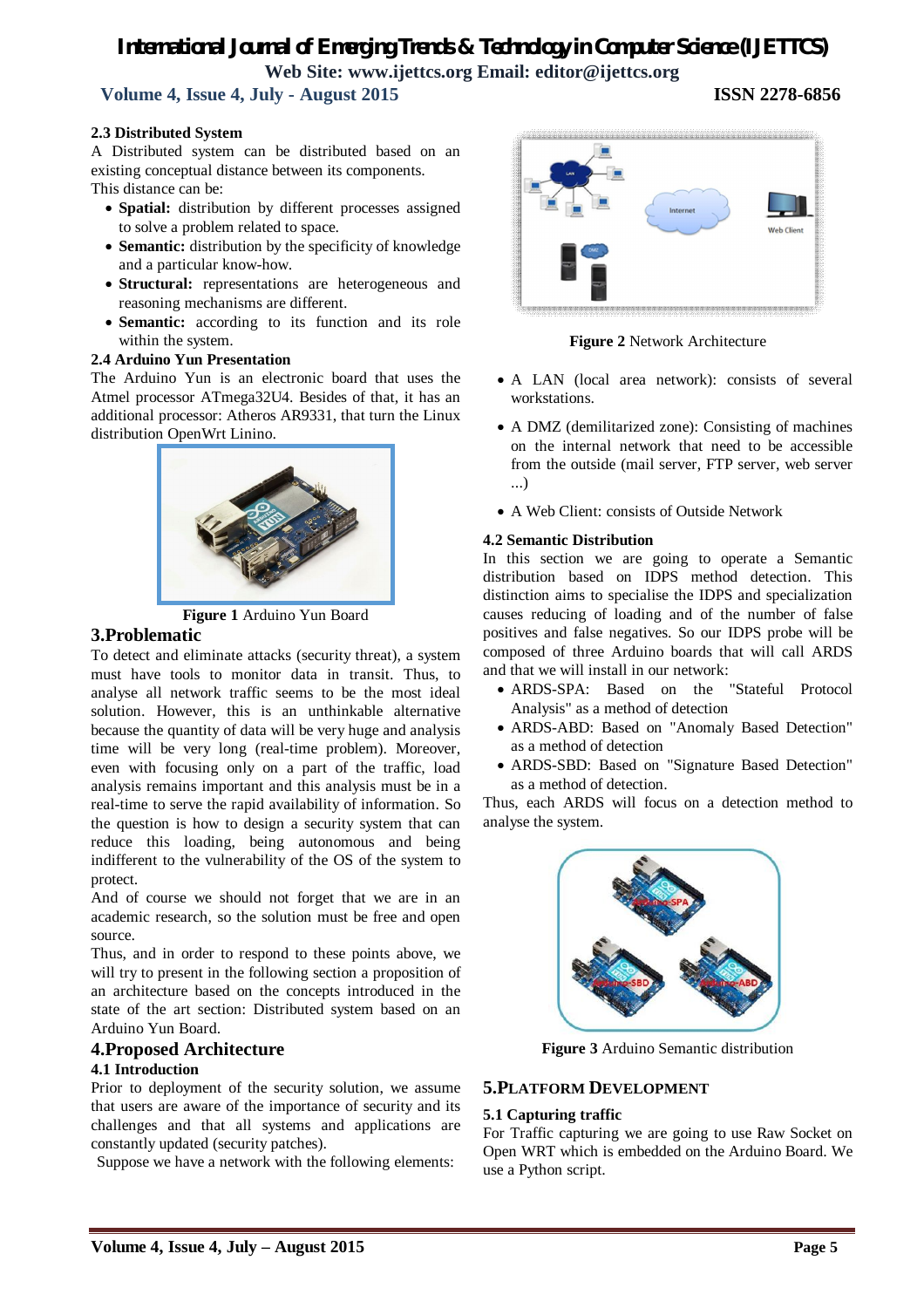### 2.3 Distributed System

A Distributed system can be distributed based on an existing conceptual distance between its components. This distance can be:

- **Spatial:** distribution by different processes assigned to solve a problem related to space.
- **Semantic:** distribution by the specificity of knowledge and a particular know-how.
- **Structural:** representations are heterogeneous and reasoning mechanisms are different.
- **Semantic:** according to its function and its role within the system.

### 2.4 Arduino Yun Presentation

The Arduino Yun is an electronic board that uses the Atmel processor ATmega32U4. Besides of that, it has an additional processor: Atheros AR9331, that turn the Linux distribution OpenWrt Linino.

**Figure 1** Arduino Yun Board

## 3.Problematic

To detect and eliminate attacks (security threat), a system must have tools to monitor data in transit. Thus, to analyse all network traffic seems to the most ideal solution. However, this is an unthinkable alternative because the quantity of data will be very huge and analysis time will be very long (real-time problem). Moreover, even with focusing only on a part of the traffic, load analysis remains important and this analysis must be in a real-time to serve the rapid availability of information. So the question is how to design a security system that can reduce this loading, being autonomous and being indifferent to the vulnerability of the OS of the system to protect.

And of course we should not forget that we are in an academic research, so the solution must be free and open source.

Thus, and in order to respond to these points above, we will try to present in the following section a proposition of an architecture based on the concepts introduced in the state of the art section: Distributed system based on an Arduino Yun Board.

## 4.Proposed Architecture

### 4.1 Introduction

Prior to deployment of the security solution, we assume that users are aware of the importance of security and its challenges and that all systems and applications are constantly updated (security patches).

Suppose we have a network with the following elements:

**Figure 2** Network Architecture

- A LAN (local area network): consists of several workstations.
- A DMZ (demilitarized zone): Consisting of machines on the internal network that need to be accessible from the outside (mail server, FTP server, web server ...)
- A Web Client: consists of Outside Network

### 4.2 Semantic Distribution

In this section we are going to operate a Semantic distribution based on IDPS method detection. This distinction aims to specialise the IDPS and specialization causes reducing of loading and of the number of false positives and false negatives. So our IDPS probe will be composed of three Arduino boards that will call ARDS and that we will install in our network:

- ARDS-SPA: Based on the "Stateful Protocol Analysis" as a method of detection
- ARDS-ABD: Based on "Anomaly Based Detection" as a method of detection
- ARDS-SBD: Based on "Signature Based Detection" as a method of detection.

Thus, each ARDS will focus on a detection method to analyse the system.

**Figure 3** Arduino Semantic distribution

## 5.Platform Development

### 5.1 Capturing traffic

For Traffic capturing we are going to use Raw Socket on Open WRT which is embedded on the Arduino Board. We use a Python script.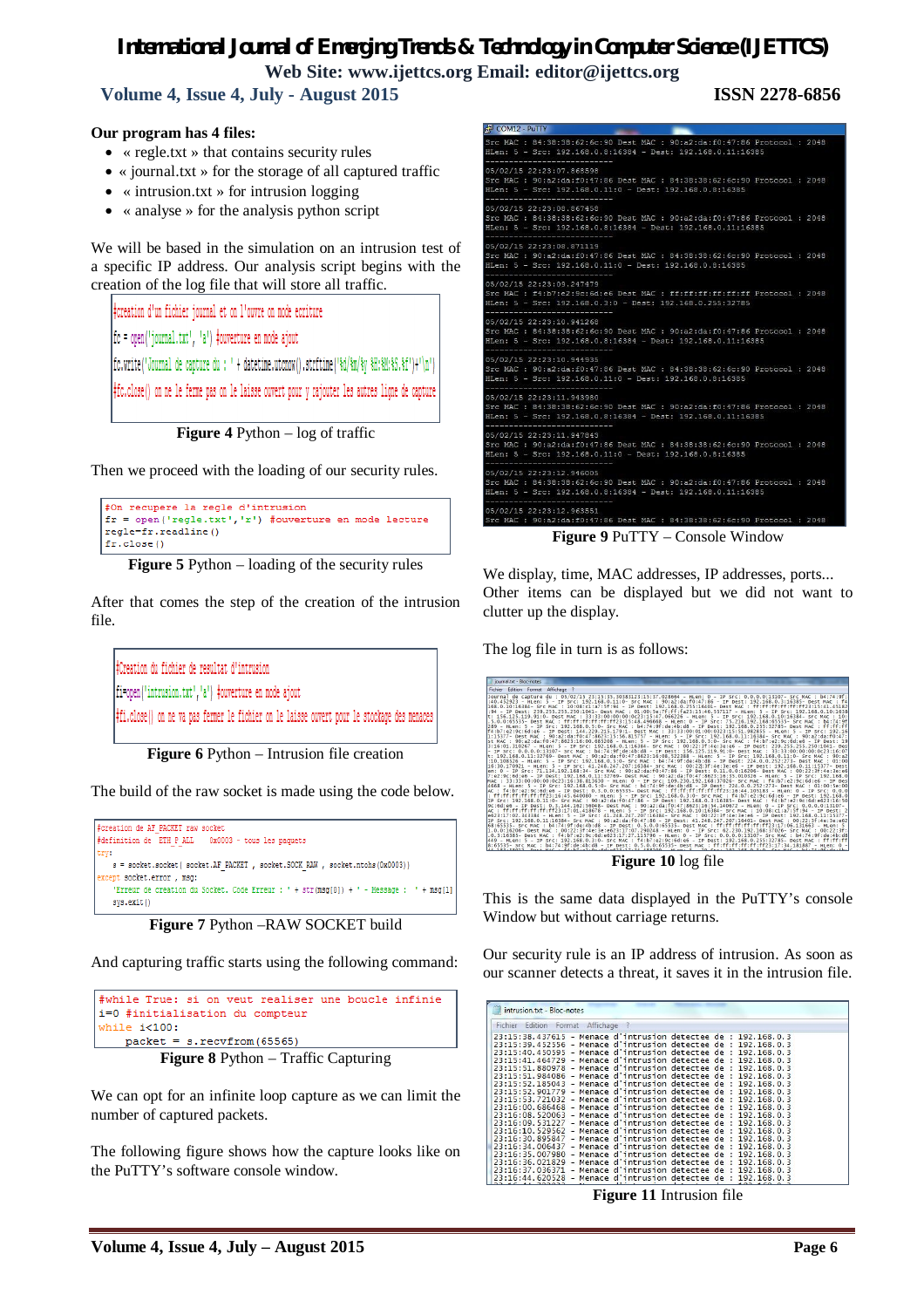**Our program has 4 files:**

- « regle.txt » that contains security rules
- « journal.txt » for the storage of all captured traffic
- « intrusion.txt » for intrusion logging
- « analyse » for the analysis python script

We will be based in the simulation on an intrusion test of a specific IP address. Our analysis script begins with the creation of the log file that will store all traffic.

```
#creation d'un fichier journal et on l'ouvre en mode ecriture
fc = open('journal.txt', 'a') #ouverture en mode ajout
fc.write('Journal de capture du : ' + datetime.now().strftime('%d/%m/%y %H:%M:%S.%f')+'\n')
#fc.close() on ne le ferme pas on le laisse ouvert pour y rajouter les autres ligne de capture
```

**Figure 4** Python – log of traffic

Then we proceed with the loading of our security rules.

```
#On recupere la regle d'intrusion
fr = open('regle.txt','r') #ouverture en mode lecture
regle=fr.readline()
fr.close()
```

**Figure 5** Python – loading of the security rules

After that comes the step of the creation of the intrusion file.

```
#Creation du fichier de resultat d'intrusion
fi=open('intrusion.txt','a') #ouverture en mode ajout
#fi.close() on ne va pas fermer le fichier on le laisse ouvert pour le stockage des menaces
```

**Figure 6** Python – Intrusion file creation

The build of the raw socket is made using the code below.

```
#creation de AF_PACKET raw socket
#definition de ETH_P_ALL    0x0003 - tous les paquets
try:
    s = socket.socket( socket.AF_PACKET , socket.SOCK_RAW , socket.ntohs(0x0003))
except socket.error , msg:
    'Erreur de creation du Socket. Code Erreur : ' + str(msg[0]) + ' - Message : ' + msg[1]
    sys.exit()
```

**Figure 7** Python –RAW SOCKET build

And capturing traffic starts using the following command:

```
#while True: si on veut realiser une boucle infinie
i=0 #initialisation du compteur
while i<100:
    packet = s.recvfrom(65565)
```

**Figure 8** Python – Traffic Capturing

We can opt for an infinite loop capture as we can limit the number of captured packets.

The following figure shows how the capture looks like on the PuTTY's software console window.

**Figure 9** PuTTY – Console Window

We display, time, MAC addresses, IP addresses, ports... Other items can be displayed but we did not want to clutter up the display.

The log file in turn is as follows:

**Figure 10** log file

This is the same data displayed in the PuTTY's console Window but without carriage returns.

Our security rule is an IP address of intrusion. As soon as our scanner detects a threat, it saves it in the intrusion file.

**Figure 11** Intrusion file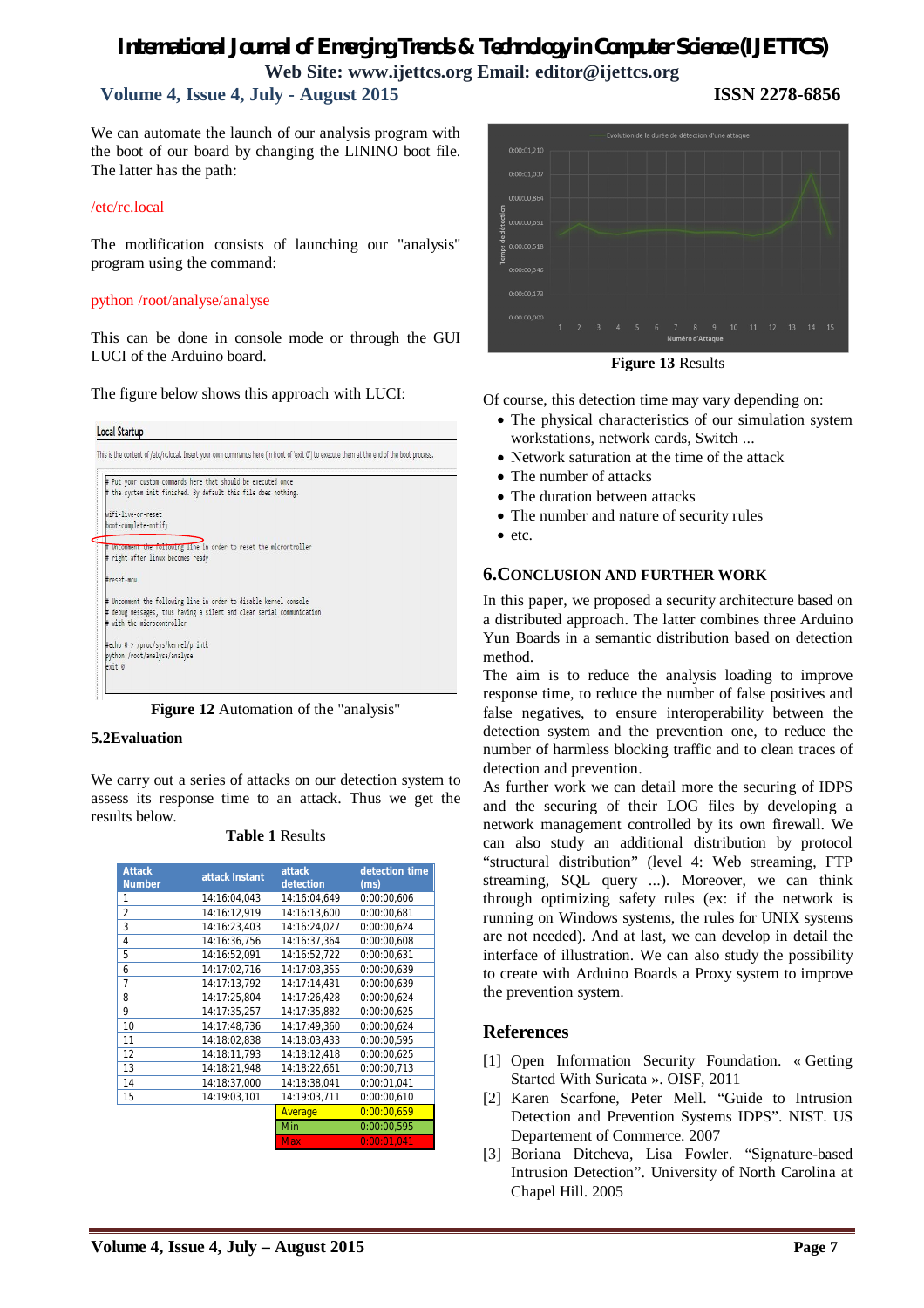We can automate the launch of our analysis program with the boot of our board by changing the LININO boot file. The latter has the path:

/etc/rc.local

The modification consists of launching our "analysis" program using the command:

python /root/analyse/analyse

This can be done in console mode or through the GUI LUCI of the Arduino board.

The figure below shows this approach with LUCI:

**Figure 12** Automation of the "analysis"

### 5.2Evaluation

We carry out a series of attacks on our detection system to assess its response time to an attack. Thus we get the results below.

**Table 1** Results

| Attack Number | attack Instant | attack detection | detection time (ms) |
|---|---|---|---|
| 1 | 14:16:04,043 | 14:16:04,649 | 0:00:00,606 |
| 2 | 14:16:12,919 | 14:16:13,600 | 0:00:00,681 |
| 3 | 14:16:23,403 | 14:16:24,027 | 0:00:00,624 |
| 4 | 14:16:36,756 | 14:16:37,364 | 0:00:00,608 |
| 5 | 14:16:52,091 | 14:16:52,722 | 0:00:00,631 |
| 6 | 14:17:02,716 | 14:17:03,355 | 0:00:00,639 |
| 7 | 14:17:13,792 | 14:17:14,431 | 0:00:00,639 |
| 8 | 14:17:25,804 | 14:17:26,428 | 0:00:00,624 |
| 9 | 14:17:35,257 | 14:17:35,882 | 0:00:00,625 |
| 10 | 14:17:48,736 | 14:17:49,360 | 0:00:00,624 |
| 11 | 14:18:02,838 | 14:18:03,433 | 0:00:00,595 |
| 12 | 14:18:11,793 | 14:18:12,418 | 0:00:00,625 |
| 13 | 14:18:21,948 | 14:18:22,661 | 0:00:00,713 |
| 14 | 14:18:37,000 | 14:18:38,041 | 0:00:01,041 |
| 15 | 14:19:03,101 | 14:19:03,711 | 0:00:00,610 |
| | | Average | 0:00:00,659 |
| | | Min | 0:00:00,595 |
| | | Max | 0:00:01,041 |

**Figure 13** Results

Of course, this detection time may vary depending on:

- The physical characteristics of our simulation system workstations, network cards, Switch ...
- Network saturation at the time of the attack
- The number of attacks
- The duration between attacks
- The number and nature of security rules
- etc.

## 6.CONCLUSION AND FURTHER WORK

In this paper, we proposed a security architecture based on a distributed approach. The latter combines three Arduino Yun Boards in a semantic distribution based on detection method.

The aim is to reduce the analysis loading to improve response time, to reduce the number of false positives and false negatives, to ensure interoperability between the detection system and the prevention one, to reduce the number of harmless blocking traffic and to clean traces of detection and prevention.

As further work we can detail more the securing of IDPS and the securing of their LOG files by developing a network management controlled by its own firewall. We can also study an additional distribution by protocol "structural distribution" (level 4: Web streaming, FTP streaming, SQL query ...). Moreover, we can think through optimizing safety rules (ex: if the network is running on Windows systems, the rules for UNIX systems are not needed). And at last, we can develop in detail the interface of illustration. We can also study the possibility to create with Arduino Boards a Proxy system to improve the prevention system.

## References

[1] Open Information Security Foundation. « Getting Started With Suricata ». OISF, 2011

[2] Karen Scarfone, Peter Mell. "Guide to Intrusion Detection and Prevention Systems IDPS". NIST. US Departement of Commerce. 2007

[3] Boriana Ditcheva, Lisa Fowler. "Signature-based Intrusion Detection". University of North Carolina at Chapel Hill. 2005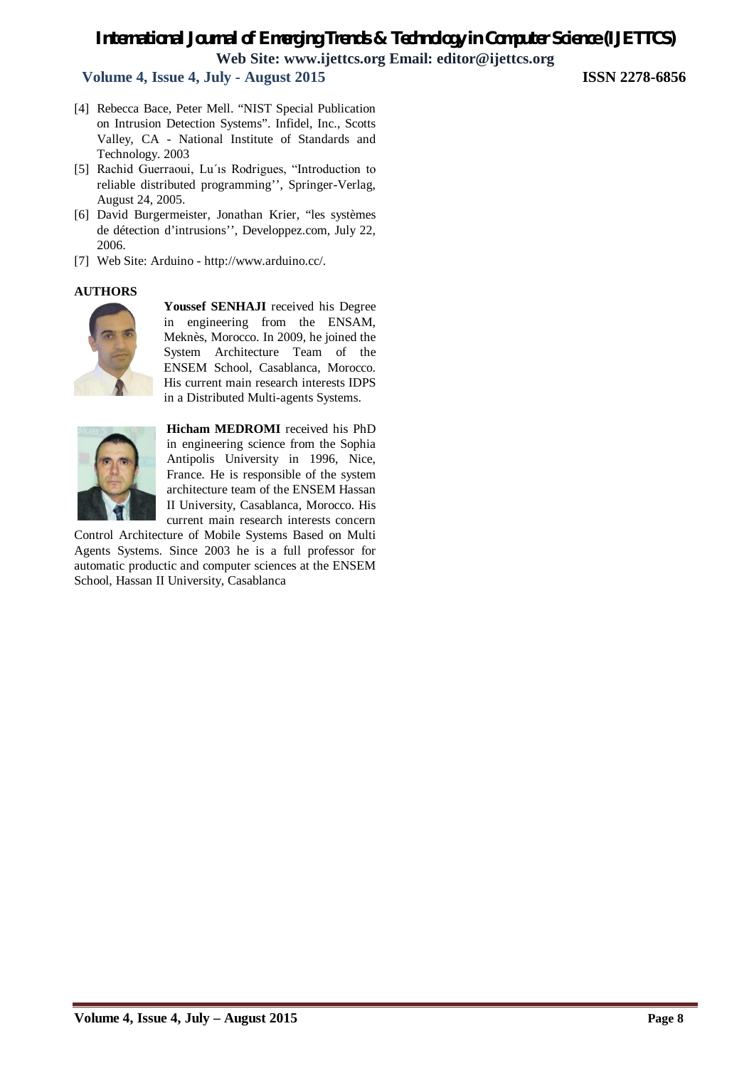[4] Rebecca Bace, Peter Mell. “NIST Special Publication on Intrusion Detection Systems”. Infidel, Inc., Scotts Valley, CA - National Institute of Standards and Technology. 2003

[5] Rachid Guerraoui, Lu´ıs Rodrigues, “Introduction to reliable distributed programming’’, Springer-Verlag, August 24, 2005.

[6] David Burgermeister, Jonathan Krier, “les systèmes de détection d’intrusions’’, Developpez.com, July 22, 2006.

[7] Web Site: Arduino - http://www.arduino.cc/.

**AUTHORS**

**Youssef SENHAJI** received his Degree in engineering from the ENSAM, Meknès, Morocco. In 2009, he joined the System Architecture Team of the ENSEM School, Casablanca, Morocco. His current main research interests IDPS in a Distributed Multi-agents Systems.

**Hicham MEDROMI** received his PhD in engineering science from the Sophia Antipolis University in 1996, Nice, France. He is responsible of the system architecture team of the ENSEM Hassan II University, Casablanca, Morocco. His current main research interests concern Control Architecture of Mobile Systems Based on Multi Agents Systems. Since 2003 he is a full professor for automatic productic and computer sciences at the ENSEM School, Hassan II University, Casablanca